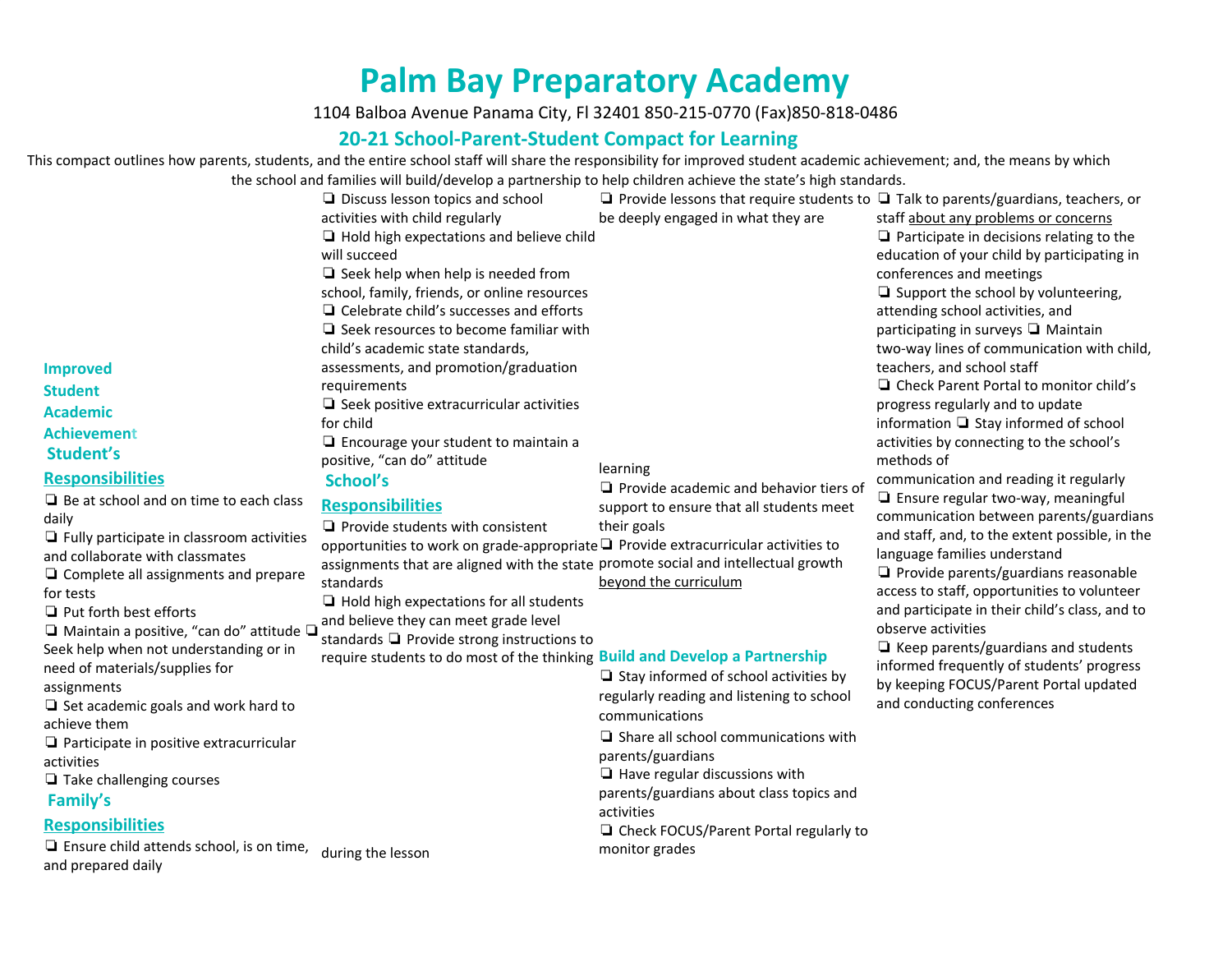# Palm Bay Preparatory Academy

1104 Balboa Avenue Panama City, Fl 32401 850-215-0770 (Fax)850-818-0486

## 20-21 School-Parent-Student Compact for Learning

This compact outlines how parents, students, and the entire school staff will share the responsibility for improved student academic achievement; and, the means by which the school and families will build/develop a partnership to help children achieve the state's high standards.

### Improved Student Academic Achievement

### Student's Responsibilities

- ❏ Be at school and on time to each class daily
- ❏ Fully participate in classroom activities and collaborate with classmates
- ❏ Complete all assignments and prepare for tests
- ❏ Put forth best efforts
- ❏ Maintain a positive, "can do" attitude
- ❏ Seek help when not understanding or in need of materials/supplies for assignments
- ❏ Set academic goals and work hard to achieve them
- ❏ Participate in positive extracurricular activities
- ❏ Take challenging courses

### Family's Responsibilities

- ❏ Ensure child attends school, is on time, and prepared daily
- ❏ Discuss lesson topics and school activities with child regularly
- ❏ Hold high expectations and believe child will succeed
- ❏ Seek help when help is needed from school, family, friends, or online resources
- ❏ Celebrate child's successes and efforts
- ❏ Seek resources to become familiar with child's academic state standards, assessments, and promotion/graduation requirements
- ❏ Seek positive extracurricular activities for child
- ❏ Encourage your student to maintain a positive, "can do" attitude

### School's Responsibilities

- ❏ Provide students with consistent opportunities to work on grade-appropriate assignments that are aligned with the state standards
- ❏ Hold high expectations for all students and believe they can meet grade level standards
- ❏ Provide strong instructions to require students to do most of the thinking during the lesson
- ❏ Provide lessons that require students to be deeply engaged in what they are learning
- ❏ Provide academic and behavior tiers of support to ensure that all students meet their goals
- ❏ Provide extracurricular activities to promote social and intellectual growth <u>beyond the curriculum</u>

### Build and Develop a Partnership

- ❏ Stay informed of school activities by regularly reading and listening to school communications
- ❏ Share all school communications with parents/guardians
- ❏ Have regular discussions with parents/guardians about class topics and activities
- ❏ Check FOCUS/Parent Portal regularly to monitor grades
- ❏ Talk to parents/guardians, teachers, or staff <u>about any problems or concerns</u>
- ❏ Participate in decisions relating to the education of your child by participating in conferences and meetings
- ❏ Support the school by volunteering, attending school activities, and participating in surveys
- ❏ Maintain two-way lines of communication with child, teachers, and school staff
- ❏ Check Parent Portal to monitor child's progress regularly and to update information
- ❏ Stay informed of school activities by connecting to the school's methods of communication and reading it regularly
- ❏ Ensure regular two-way, meaningful communication between parents/guardians and staff, and, to the extent possible, in the language families understand
- ❏ Provide parents/guardians reasonable access to staff, opportunities to volunteer and participate in their child's class, and to observe activities
- ❏ Keep parents/guardians and students informed frequently of students' progress by keeping FOCUS/Parent Portal updated and conducting conferences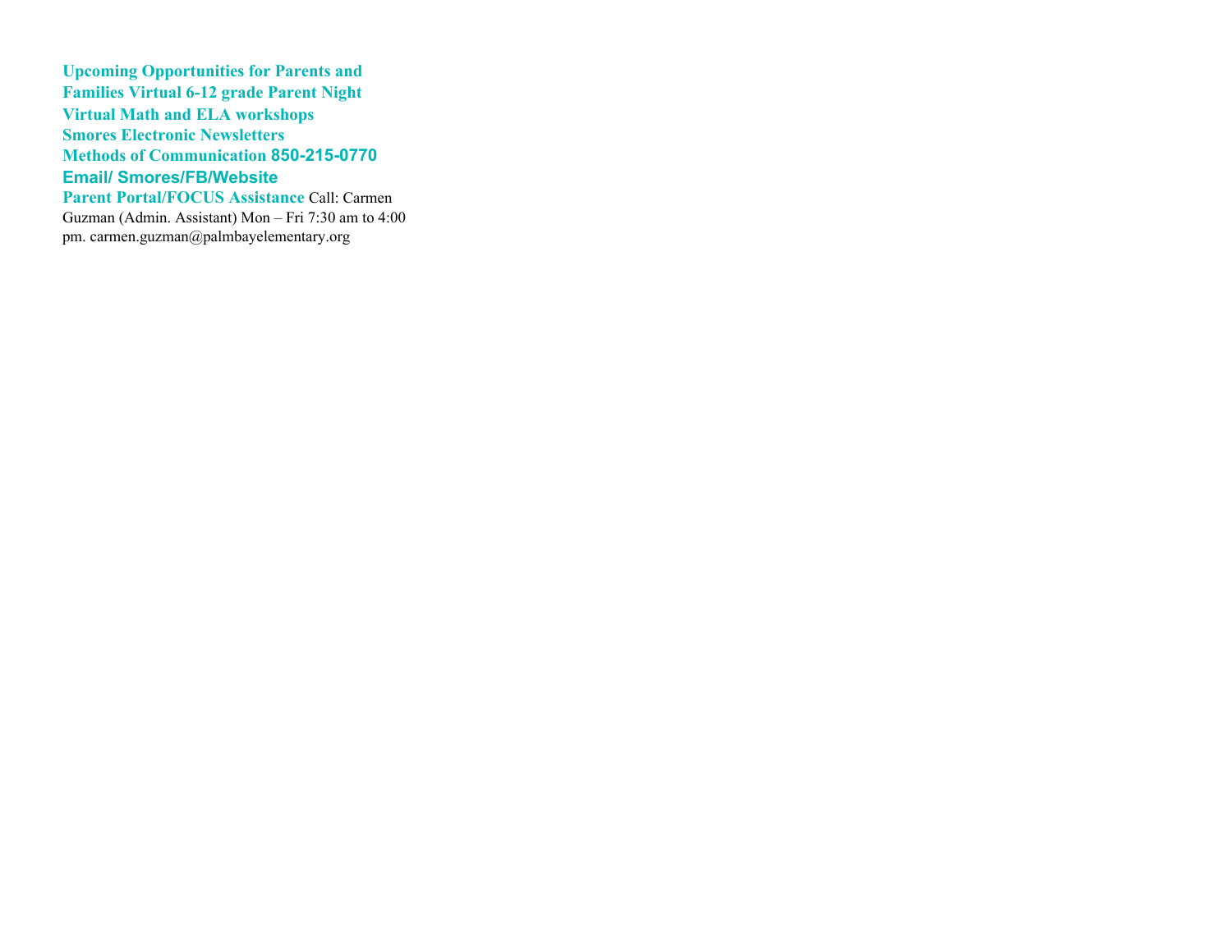**Upcoming Opportunities for Parents and Families Virtual 6-12 grade Parent Night**

**Virtual Math and ELA workshops**

**Smores Electronic Newsletters**

**Methods of Communication 850-215-0770**

**Email/ Smores/FB/Website**

**Parent Portal/FOCUS Assistance** Call: Carmen Guzman (Admin. Assistant) Mon – Fri 7:30 am to 4:00 pm. carmen.guzman@palmbayelementary.org